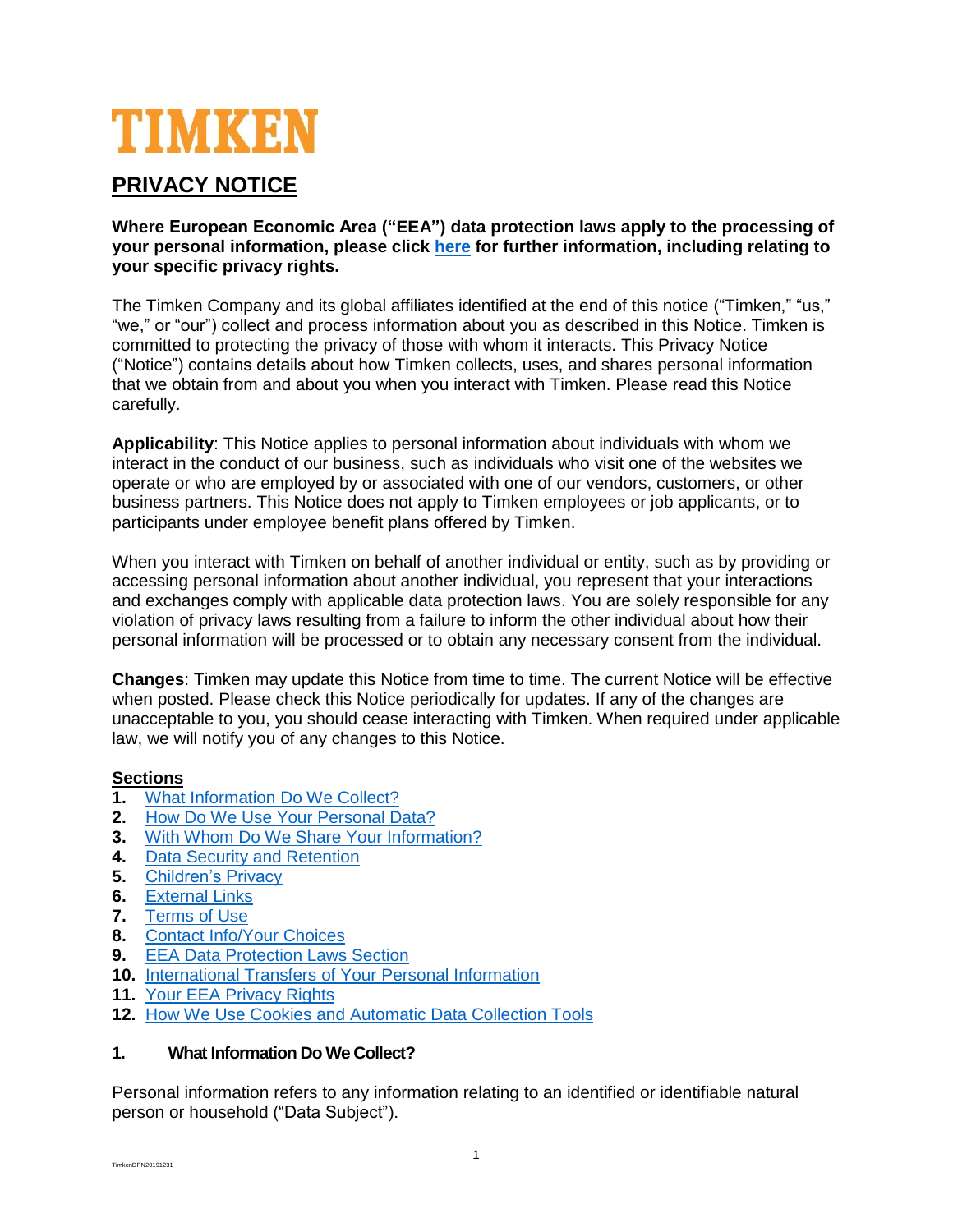# TIMKEN

## PRIVACY NOTICE

**Where European Economic Area ("EEA") data protection laws apply to the processing of your personal information, please click here for further information, including relating to your specific privacy rights.**

The Timken Company and its global affiliates identified at the end of this notice ("Timken," "us," "we," or "our") collect and process information about you as described in this Notice. Timken is committed to protecting the privacy of those with whom it interacts. This Privacy Notice ("Notice") contains details about how Timken collects, uses, and shares personal information that we obtain from and about you when you interact with Timken. Please read this Notice carefully.

**Applicability**: This Notice applies to personal information about individuals with whom we interact in the conduct of our business, such as individuals who visit one of the websites we operate or who are employed by or associated with one of our vendors, customers, or other business partners. This Notice does not apply to Timken employees or job applicants, or to participants under employee benefit plans offered by Timken.

When you interact with Timken on behalf of another individual or entity, such as by providing or accessing personal information about another individual, you represent that your interactions and exchanges comply with applicable data protection laws. You are solely responsible for any violation of privacy laws resulting from a failure to inform the other individual about how their personal information will be processed or to obtain any necessary consent from the individual.

**Changes**: Timken may update this Notice from time to time. The current Notice will be effective when posted. Please check this Notice periodically for updates. If any of the changes are unacceptable to you, you should cease interacting with Timken. When required under applicable law, we will notify you of any changes to this Notice.

**Sections**

1. What Information Do We Collect?
2. How Do We Use Your Personal Data?
3. With Whom Do We Share Your Information?
4. Data Security and Retention
5. Children's Privacy
6. External Links
7. Terms of Use
8. Contact Info/Your Choices
9. EEA Data Protection Laws Section
10. International Transfers of Your Personal Information
11. Your EEA Privacy Rights
12. How We Use Cookies and Automatic Data Collection Tools

### 1. What Information Do We Collect?

Personal information refers to any information relating to an identified or identifiable natural person or household ("Data Subject").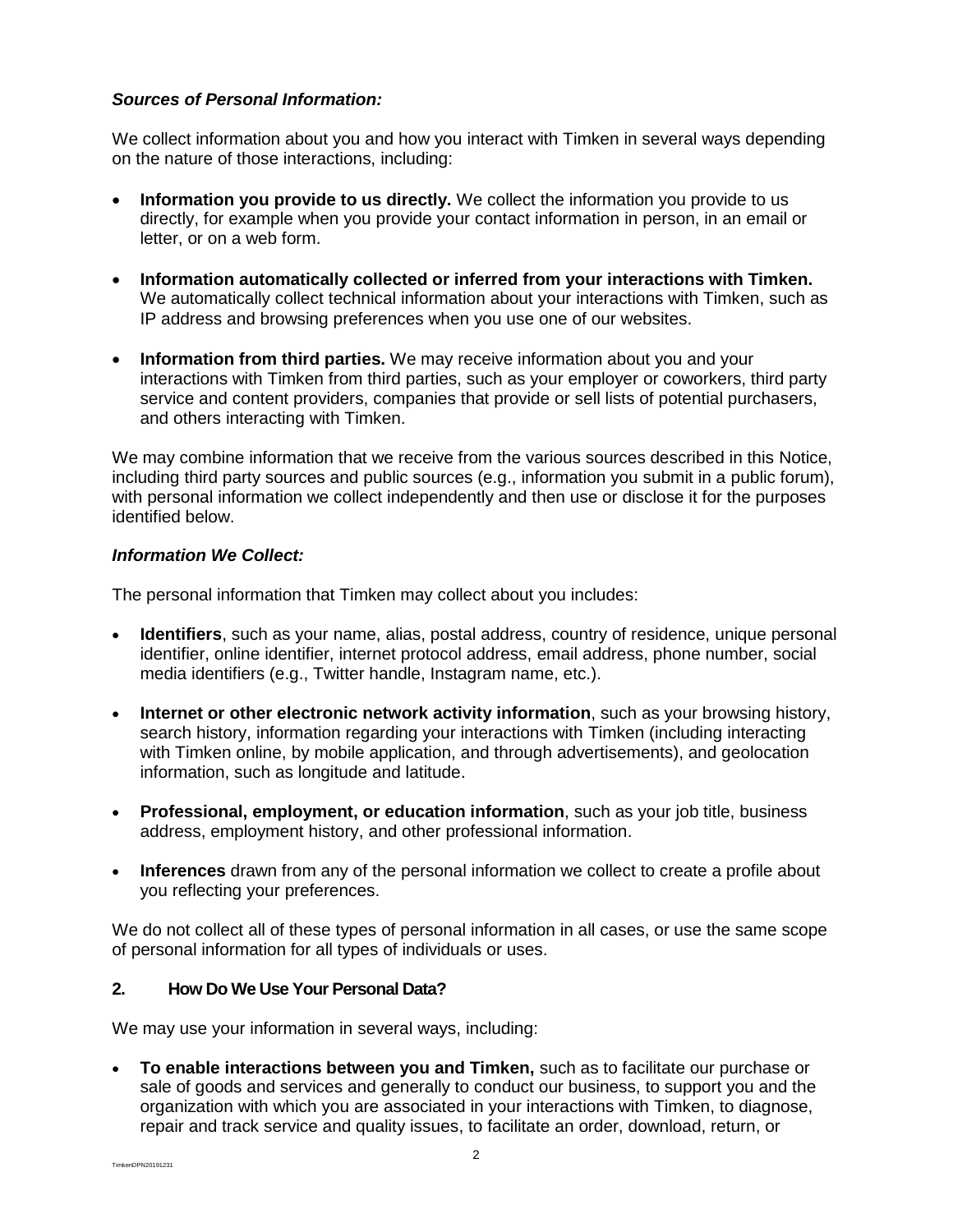***Sources of Personal Information:***

We collect information about you and how you interact with Timken in several ways depending on the nature of those interactions, including:

- **Information you provide to us directly.** We collect the information you provide to us directly, for example when you provide your contact information in person, in an email or letter, or on a web form.
- **Information automatically collected or inferred from your interactions with Timken.** We automatically collect technical information about your interactions with Timken, such as IP address and browsing preferences when you use one of our websites.
- **Information from third parties.** We may receive information about you and your interactions with Timken from third parties, such as your employer or coworkers, third party service and content providers, companies that provide or sell lists of potential purchasers, and others interacting with Timken.

We may combine information that we receive from the various sources described in this Notice, including third party sources and public sources (e.g., information you submit in a public forum), with personal information we collect independently and then use or disclose it for the purposes identified below.

***Information We Collect:***

The personal information that Timken may collect about you includes:

- **Identifiers**, such as your name, alias, postal address, country of residence, unique personal identifier, online identifier, internet protocol address, email address, phone number, social media identifiers (e.g., Twitter handle, Instagram name, etc.).
- **Internet or other electronic network activity information**, such as your browsing history, search history, information regarding your interactions with Timken (including interacting with Timken online, by mobile application, and through advertisements), and geolocation information, such as longitude and latitude.
- **Professional, employment, or education information**, such as your job title, business address, employment history, and other professional information.
- **Inferences** drawn from any of the personal information we collect to create a profile about you reflecting your preferences.

We do not collect all of these types of personal information in all cases, or use the same scope of personal information for all types of individuals or uses.

## 2. How Do We Use Your Personal Data?

We may use your information in several ways, including:

- **To enable interactions between you and Timken,** such as to facilitate our purchase or sale of goods and services and generally to conduct our business, to support you and the organization with which you are associated in your interactions with Timken, to diagnose, repair and track service and quality issues, to facilitate an order, download, return, or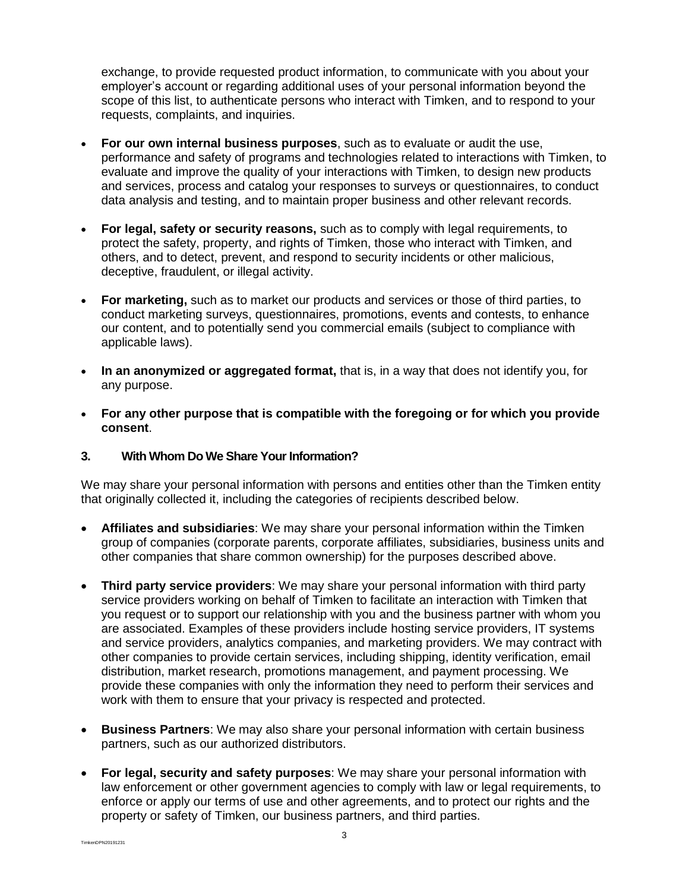exchange, to provide requested product information, to communicate with you about your employer's account or regarding additional uses of your personal information beyond the scope of this list, to authenticate persons who interact with Timken, and to respond to your requests, complaints, and inquiries.

- **For our own internal business purposes**, such as to evaluate or audit the use, performance and safety of programs and technologies related to interactions with Timken, to evaluate and improve the quality of your interactions with Timken, to design new products and services, process and catalog your responses to surveys or questionnaires, to conduct data analysis and testing, and to maintain proper business and other relevant records.

- **For legal, safety or security reasons,** such as to comply with legal requirements, to protect the safety, property, and rights of Timken, those who interact with Timken, and others, and to detect, prevent, and respond to security incidents or other malicious, deceptive, fraudulent, or illegal activity.

- **For marketing,** such as to market our products and services or those of third parties, to conduct marketing surveys, questionnaires, promotions, events and contests, to enhance our content, and to potentially send you commercial emails (subject to compliance with applicable laws).

- **In an anonymized or aggregated format,** that is, in a way that does not identify you, for any purpose.

- **For any other purpose that is compatible with the foregoing or for which you provide consent**.

### 3. With Whom Do We Share Your Information?

We may share your personal information with persons and entities other than the Timken entity that originally collected it, including the categories of recipients described below.

- **Affiliates and subsidiaries**: We may share your personal information within the Timken group of companies (corporate parents, corporate affiliates, subsidiaries, business units and other companies that share common ownership) for the purposes described above.

- **Third party service providers**: We may share your personal information with third party service providers working on behalf of Timken to facilitate an interaction with Timken that you request or to support our relationship with you and the business partner with whom you are associated. Examples of these providers include hosting service providers, IT systems and service providers, analytics companies, and marketing providers. We may contract with other companies to provide certain services, including shipping, identity verification, email distribution, market research, promotions management, and payment processing. We provide these companies with only the information they need to perform their services and work with them to ensure that your privacy is respected and protected.

- **Business Partners**: We may also share your personal information with certain business partners, such as our authorized distributors.

- **For legal, security and safety purposes**: We may share your personal information with law enforcement or other government agencies to comply with law or legal requirements, to enforce or apply our terms of use and other agreements, and to protect our rights and the property or safety of Timken, our business partners, and third parties.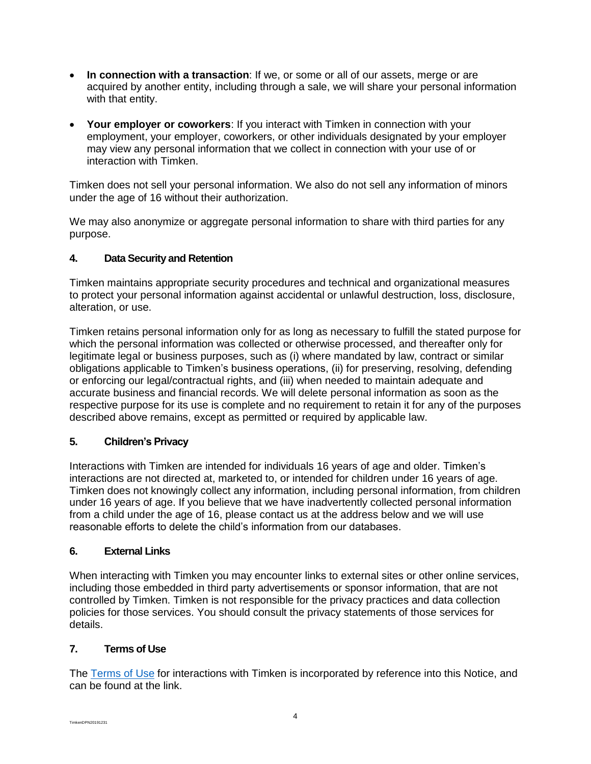- **In connection with a transaction**: If we, or some or all of our assets, merge or are acquired by another entity, including through a sale, we will share your personal information with that entity.

- **Your employer or coworkers**: If you interact with Timken in connection with your employment, your employer, coworkers, or other individuals designated by your employer may view any personal information that we collect in connection with your use of or interaction with Timken.

Timken does not sell your personal information. We also do not sell any information of minors under the age of 16 without their authorization.

We may also anonymize or aggregate personal information to share with third parties for any purpose.

## 4. Data Security and Retention

Timken maintains appropriate security procedures and technical and organizational measures to protect your personal information against accidental or unlawful destruction, loss, disclosure, alteration, or use.

Timken retains personal information only for as long as necessary to fulfill the stated purpose for which the personal information was collected or otherwise processed, and thereafter only for legitimate legal or business purposes, such as (i) where mandated by law, contract or similar obligations applicable to Timken's business operations, (ii) for preserving, resolving, defending or enforcing our legal/contractual rights, and (iii) when needed to maintain adequate and accurate business and financial records. We will delete personal information as soon as the respective purpose for its use is complete and no requirement to retain it for any of the purposes described above remains, except as permitted or required by applicable law.

## 5. Children's Privacy

Interactions with Timken are intended for individuals 16 years of age and older. Timken's interactions are not directed at, marketed to, or intended for children under 16 years of age. Timken does not knowingly collect any information, including personal information, from children under 16 years of age. If you believe that we have inadvertently collected personal information from a child under the age of 16, please contact us at the address below and we will use reasonable efforts to delete the child's information from our databases.

## 6. External Links

When interacting with Timken you may encounter links to external sites or other online services, including those embedded in third party advertisements or sponsor information, that are not controlled by Timken. Timken is not responsible for the privacy practices and data collection policies for those services. You should consult the privacy statements of those services for details.

## 7. Terms of Use

The Terms of Use for interactions with Timken is incorporated by reference into this Notice, and can be found at the link.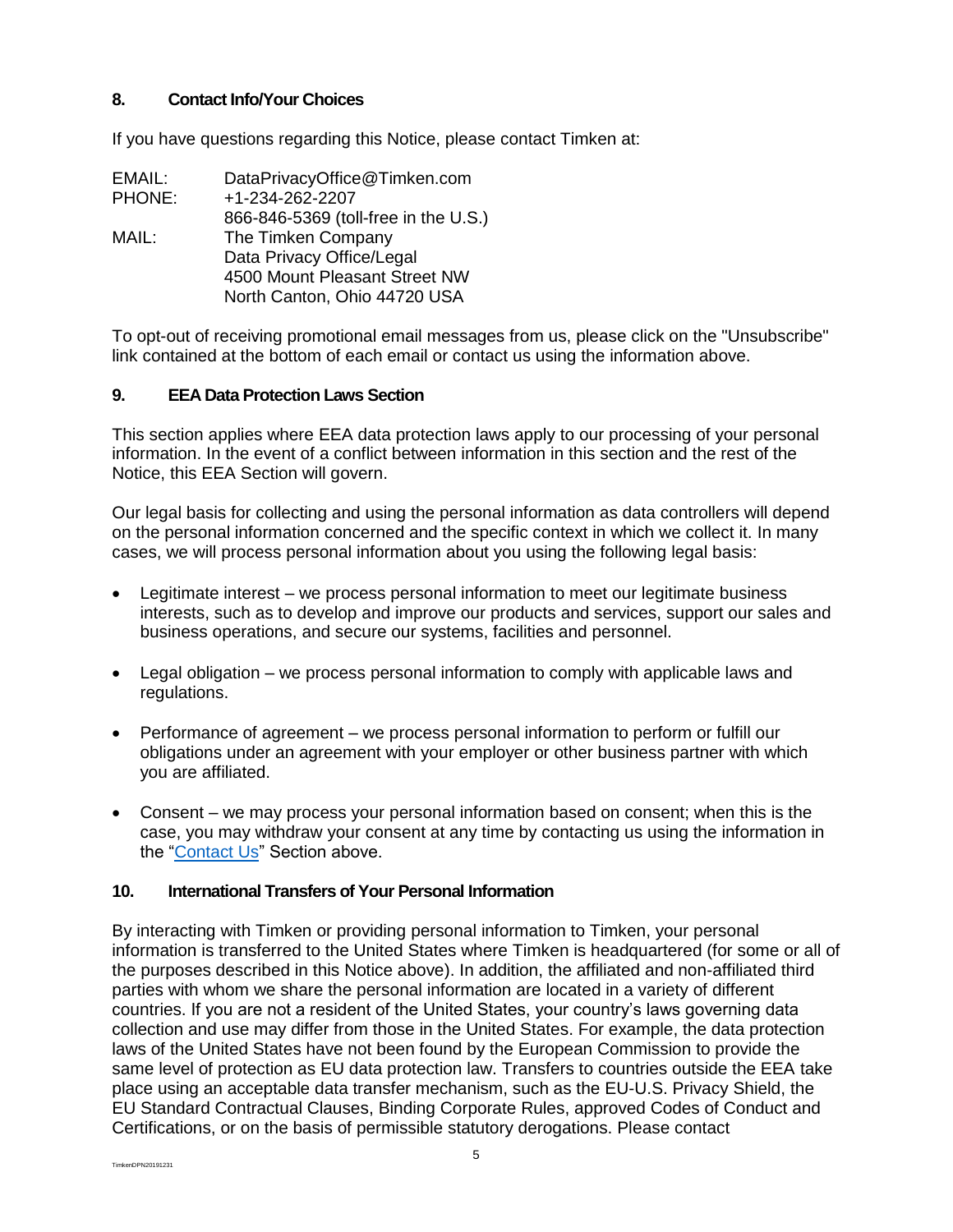## 8. Contact Info/Your Choices

If you have questions regarding this Notice, please contact Timken at:

EMAIL: DataPrivacyOffice@Timken.com
PHONE: +1-234-262-2207
866-846-5369 (toll-free in the U.S.)
MAIL: The Timken Company
Data Privacy Office/Legal
4500 Mount Pleasant Street NW
North Canton, Ohio 44720 USA

To opt-out of receiving promotional email messages from us, please click on the "Unsubscribe" link contained at the bottom of each email or contact us using the information above.

## 9. EEA Data Protection Laws Section

This section applies where EEA data protection laws apply to our processing of your personal information. In the event of a conflict between information in this section and the rest of the Notice, this EEA Section will govern.

Our legal basis for collecting and using the personal information as data controllers will depend on the personal information concerned and the specific context in which we collect it. In many cases, we will process personal information about you using the following legal basis:

- Legitimate interest – we process personal information to meet our legitimate business interests, such as to develop and improve our products and services, support our sales and business operations, and secure our systems, facilities and personnel.
- Legal obligation – we process personal information to comply with applicable laws and regulations.
- Performance of agreement – we process personal information to perform or fulfill our obligations under an agreement with your employer or other business partner with which you are affiliated.
- Consent – we may process your personal information based on consent; when this is the case, you may withdraw your consent at any time by contacting us using the information in the "Contact Us" Section above.

## 10. International Transfers of Your Personal Information

By interacting with Timken or providing personal information to Timken, your personal information is transferred to the United States where Timken is headquartered (for some or all of the purposes described in this Notice above). In addition, the affiliated and non-affiliated third parties with whom we share the personal information are located in a variety of different countries. If you are not a resident of the United States, your country's laws governing data collection and use may differ from those in the United States. For example, the data protection laws of the United States have not been found by the European Commission to provide the same level of protection as EU data protection law. Transfers to countries outside the EEA take place using an acceptable data transfer mechanism, such as the EU-U.S. Privacy Shield, the EU Standard Contractual Clauses, Binding Corporate Rules, approved Codes of Conduct and Certifications, or on the basis of permissible statutory derogations. Please contact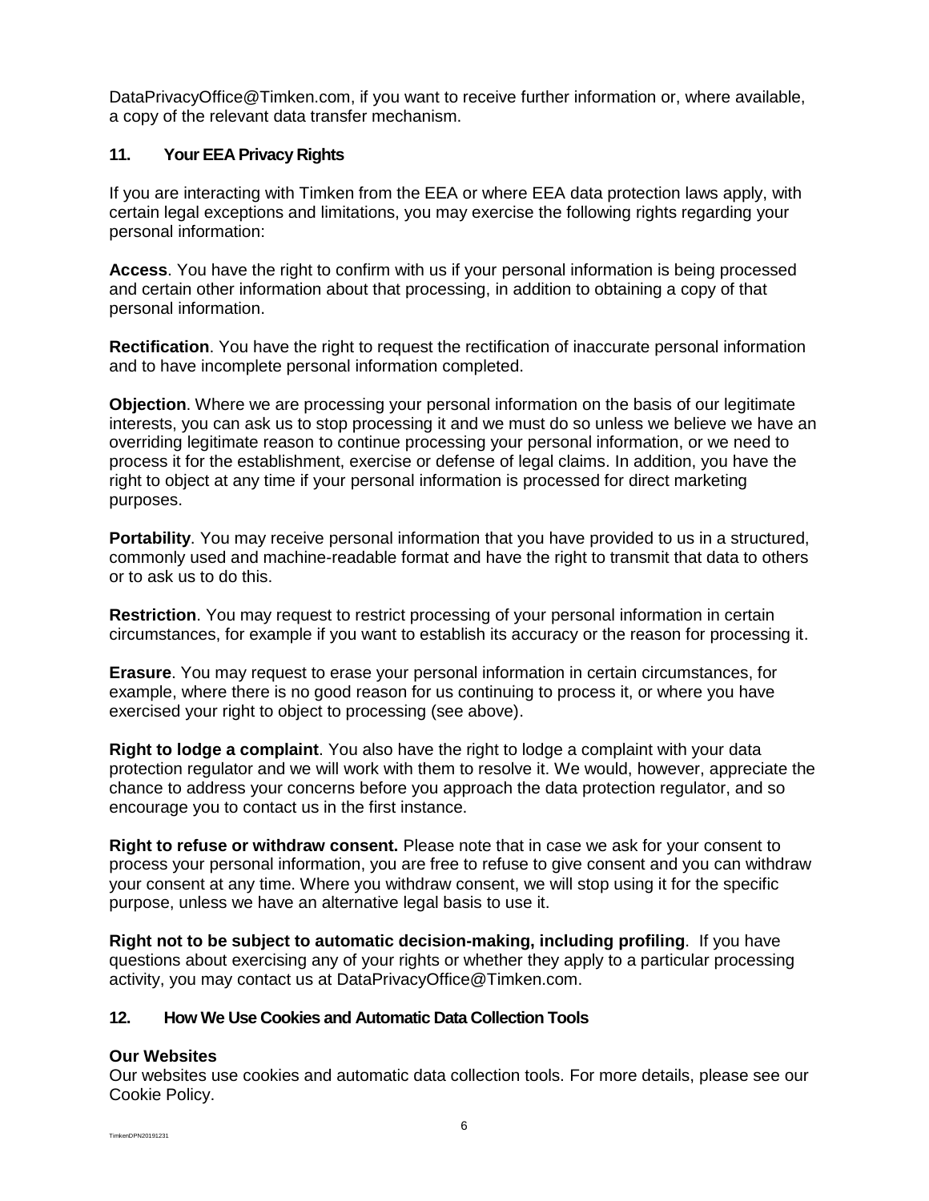DataPrivacyOffice@Timken.com, if you want to receive further information or, where available, a copy of the relevant data transfer mechanism.

## 11. Your EEA Privacy Rights

If you are interacting with Timken from the EEA or where EEA data protection laws apply, with certain legal exceptions and limitations, you may exercise the following rights regarding your personal information:

**Access**. You have the right to confirm with us if your personal information is being processed and certain other information about that processing, in addition to obtaining a copy of that personal information.

**Rectification**. You have the right to request the rectification of inaccurate personal information and to have incomplete personal information completed.

**Objection**. Where we are processing your personal information on the basis of our legitimate interests, you can ask us to stop processing it and we must do so unless we believe we have an overriding legitimate reason to continue processing your personal information, or we need to process it for the establishment, exercise or defense of legal claims. In addition, you have the right to object at any time if your personal information is processed for direct marketing purposes.

**Portability**. You may receive personal information that you have provided to us in a structured, commonly used and machine-readable format and have the right to transmit that data to others or to ask us to do this.

**Restriction**. You may request to restrict processing of your personal information in certain circumstances, for example if you want to establish its accuracy or the reason for processing it.

**Erasure**. You may request to erase your personal information in certain circumstances, for example, where there is no good reason for us continuing to process it, or where you have exercised your right to object to processing (see above).

**Right to lodge a complaint**. You also have the right to lodge a complaint with your data protection regulator and we will work with them to resolve it. We would, however, appreciate the chance to address your concerns before you approach the data protection regulator, and so encourage you to contact us in the first instance.

**Right to refuse or withdraw consent.** Please note that in case we ask for your consent to process your personal information, you are free to refuse to give consent and you can withdraw your consent at any time. Where you withdraw consent, we will stop using it for the specific purpose, unless we have an alternative legal basis to use it.

**Right not to be subject to automatic decision-making, including profiling**. If you have questions about exercising any of your rights or whether they apply to a particular processing activity, you may contact us at DataPrivacyOffice@Timken.com.

## 12. How We Use Cookies and Automatic Data Collection Tools

**Our Websites**
Our websites use cookies and automatic data collection tools. For more details, please see our Cookie Policy.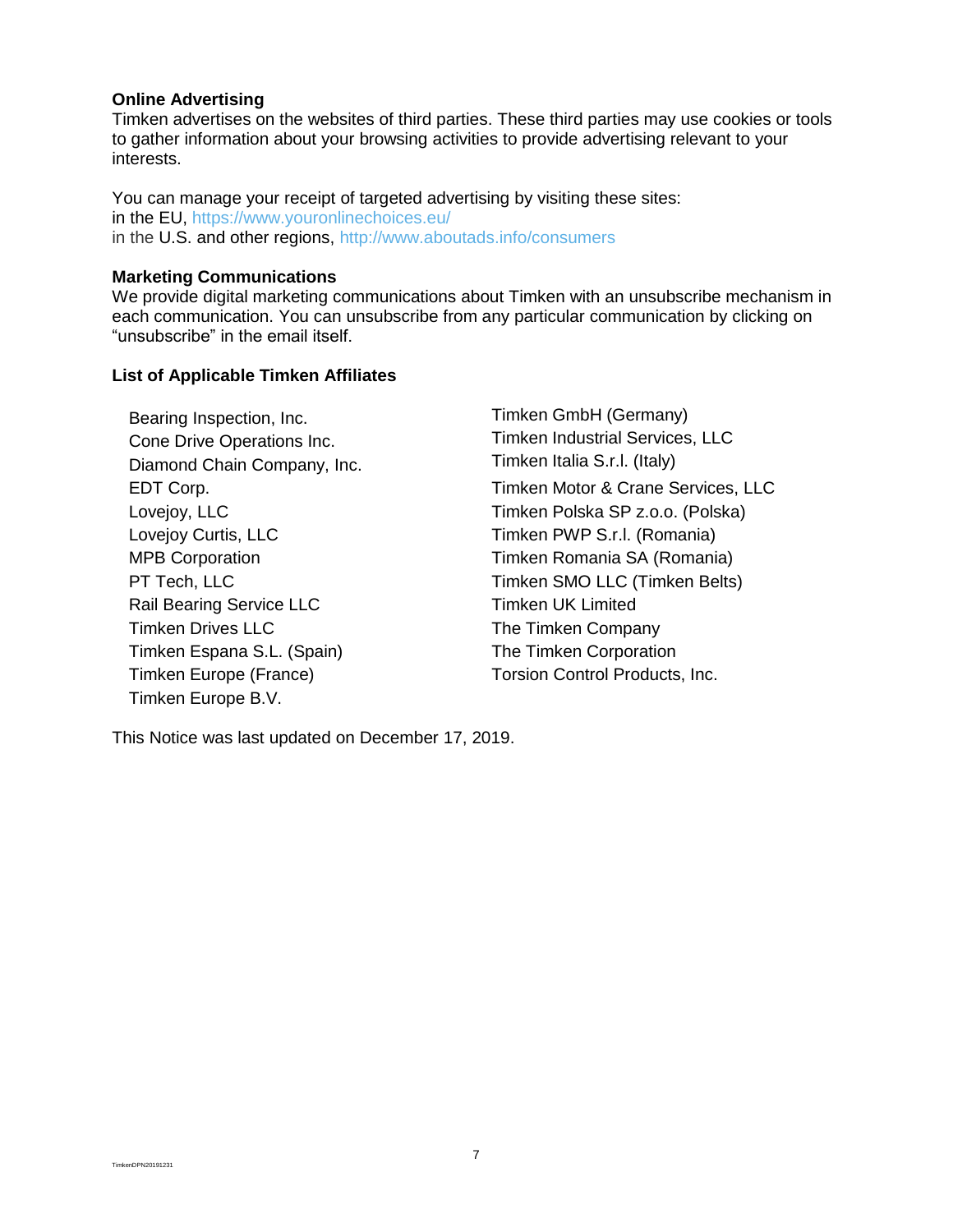## Online Advertising

Timken advertises on the websites of third parties. These third parties may use cookies or tools to gather information about your browsing activities to provide advertising relevant to your interests.

You can manage your receipt of targeted advertising by visiting these sites:
in the EU, https://www.youronlinechoices.eu/
in the U.S. and other regions, http://www.aboutads.info/consumers

## Marketing Communications

We provide digital marketing communications about Timken with an unsubscribe mechanism in each communication. You can unsubscribe from any particular communication by clicking on "unsubscribe" in the email itself.

## List of Applicable Timken Affiliates

- Bearing Inspection, Inc.
- Cone Drive Operations Inc.
- Diamond Chain Company, Inc.
- EDT Corp.
- Lovejoy, LLC
- Lovejoy Curtis, LLC
- MPB Corporation
- PT Tech, LLC
- Rail Bearing Service LLC
- Timken Drives LLC
- Timken Espana S.L. (Spain)
- Timken Europe (France)
- Timken Europe B.V.
- Timken GmbH (Germany)
- Timken Industrial Services, LLC
- Timken Italia S.r.l. (Italy)
- Timken Motor & Crane Services, LLC
- Timken Polska SP z.o.o. (Polska)
- Timken PWP S.r.l. (Romania)
- Timken Romania SA (Romania)
- Timken SMO LLC (Timken Belts)
- Timken UK Limited
- The Timken Company
- The Timken Corporation
- Torsion Control Products, Inc.

This Notice was last updated on December 17, 2019.